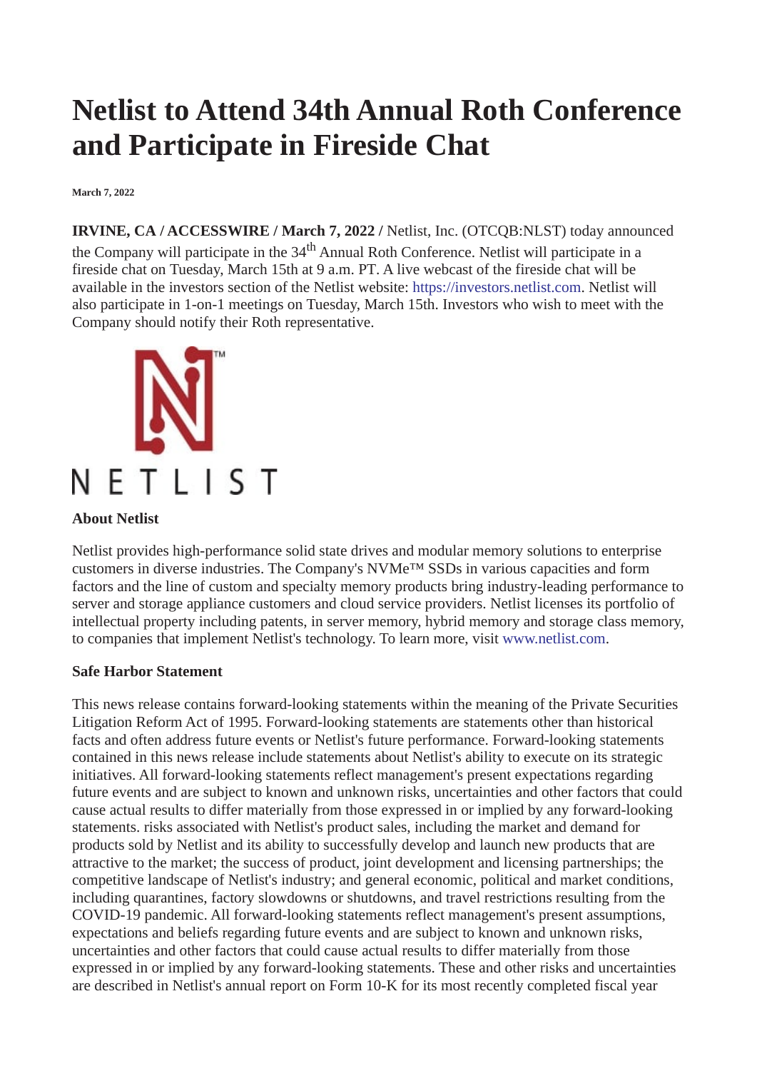# Netlist to Attend 34th Annual Roth Conference and Participate in Fireside Chat

**March 7, 2022**

**IRVINE, CA / ACCESSWIRE / March 7, 2022 /** Netlist, Inc. (OTCQB:NLST) today announced the Company will participate in the 34th Annual Roth Conference. Netlist will participate in a fireside chat on Tuesday, March 15th at 9 a.m. PT. A live webcast of the fireside chat will be available in the investors section of the Netlist website: https://investors.netlist.com. Netlist will also participate in 1-on-1 meetings on Tuesday, March 15th. Investors who wish to meet with the Company should notify their Roth representative.

**About Netlist**

Netlist provides high-performance solid state drives and modular memory solutions to enterprise customers in diverse industries. The Company's NVMe™ SSDs in various capacities and form factors and the line of custom and specialty memory products bring industry-leading performance to server and storage appliance customers and cloud service providers. Netlist licenses its portfolio of intellectual property including patents, in server memory, hybrid memory and storage class memory, to companies that implement Netlist's technology. To learn more, visit www.netlist.com.

**Safe Harbor Statement**

This news release contains forward-looking statements within the meaning of the Private Securities Litigation Reform Act of 1995. Forward-looking statements are statements other than historical facts and often address future events or Netlist's future performance. Forward-looking statements contained in this news release include statements about Netlist's ability to execute on its strategic initiatives. All forward-looking statements reflect management's present expectations regarding future events and are subject to known and unknown risks, uncertainties and other factors that could cause actual results to differ materially from those expressed in or implied by any forward-looking statements. risks associated with Netlist's product sales, including the market and demand for products sold by Netlist and its ability to successfully develop and launch new products that are attractive to the market; the success of product, joint development and licensing partnerships; the competitive landscape of Netlist's industry; and general economic, political and market conditions, including quarantines, factory slowdowns or shutdowns, and travel restrictions resulting from the COVID-19 pandemic. All forward-looking statements reflect management's present assumptions, expectations and beliefs regarding future events and are subject to known and unknown risks, uncertainties and other factors that could cause actual results to differ materially from those expressed in or implied by any forward-looking statements. These and other risks and uncertainties are described in Netlist's annual report on Form 10-K for its most recently completed fiscal year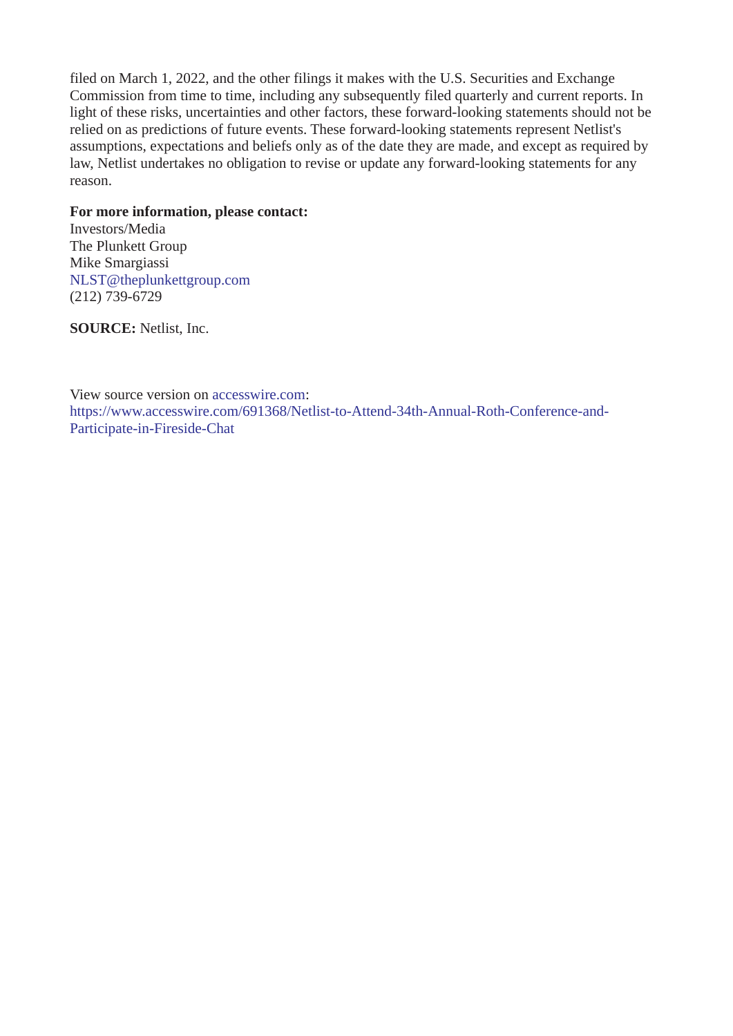filed on March 1, 2022, and the other filings it makes with the U.S. Securities and Exchange Commission from time to time, including any subsequently filed quarterly and current reports. In light of these risks, uncertainties and other factors, these forward-looking statements should not be relied on as predictions of future events. These forward-looking statements represent Netlist's assumptions, expectations and beliefs only as of the date they are made, and except as required by law, Netlist undertakes no obligation to revise or update any forward-looking statements for any reason.

**For more information, please contact:**
Investors/Media
The Plunkett Group
Mike Smargiassi
NLST@theplunkettgroup.com
(212) 739-6729

**SOURCE:** Netlist, Inc.

View source version on accesswire.com:
https://www.accesswire.com/691368/Netlist-to-Attend-34th-Annual-Roth-Conference-and-Participate-in-Fireside-Chat